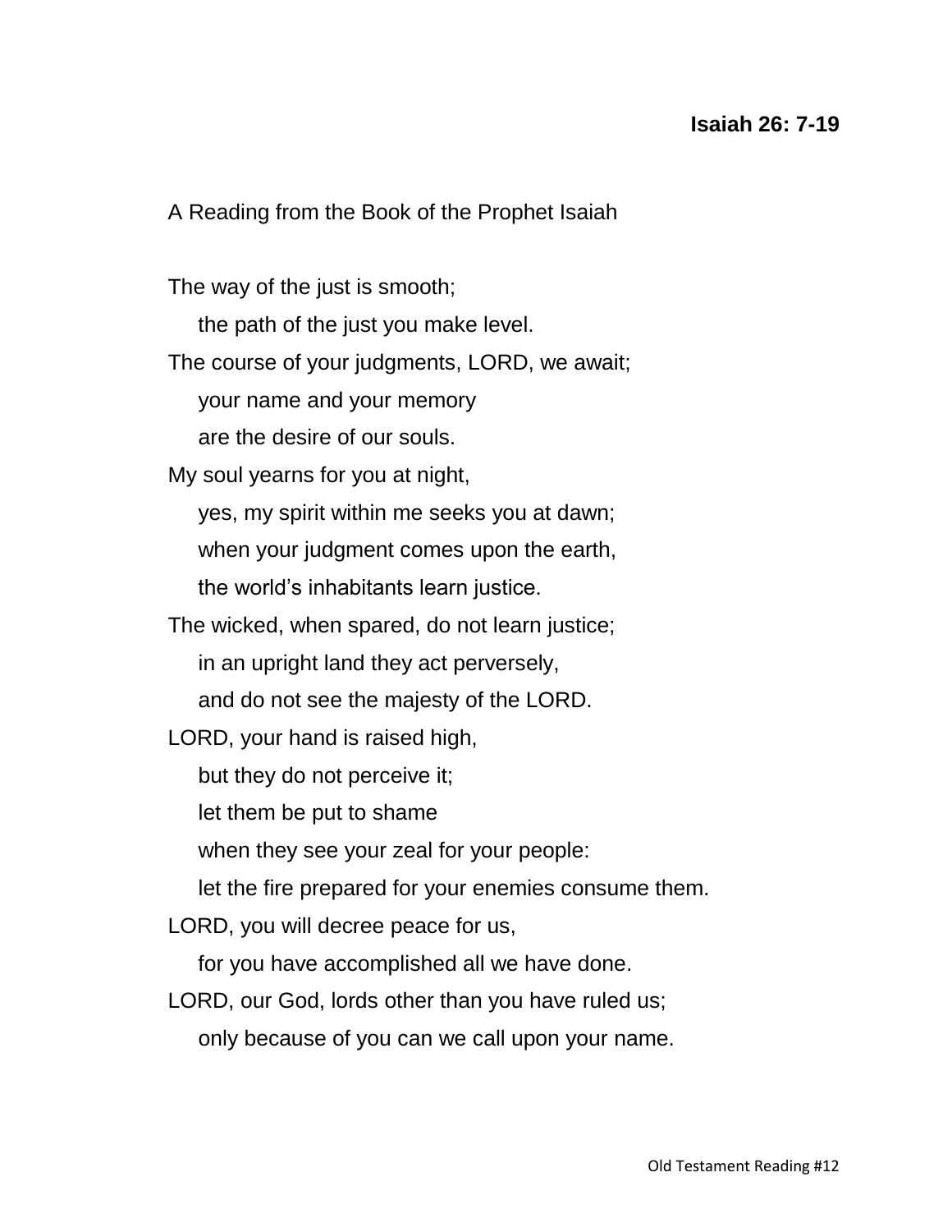**Isaiah 26: 7-19**

A Reading from the Book of the Prophet Isaiah

The way of the just is smooth;
    the path of the just you make level.
The course of your judgments, LORD, we await;
    your name and your memory
    are the desire of our souls.
My soul yearns for you at night,
    yes, my spirit within me seeks you at dawn;
    when your judgment comes upon the earth,
    the world's inhabitants learn justice.
The wicked, when spared, do not learn justice;
    in an upright land they act perversely,
    and do not see the majesty of the LORD.
LORD, your hand is raised high,
    but they do not perceive it;
    let them be put to shame
    when they see your zeal for your people:
    let the fire prepared for your enemies consume them.
LORD, you will decree peace for us,
    for you have accomplished all we have done.
LORD, our God, lords other than you have ruled us;
    only because of you can we call upon your name.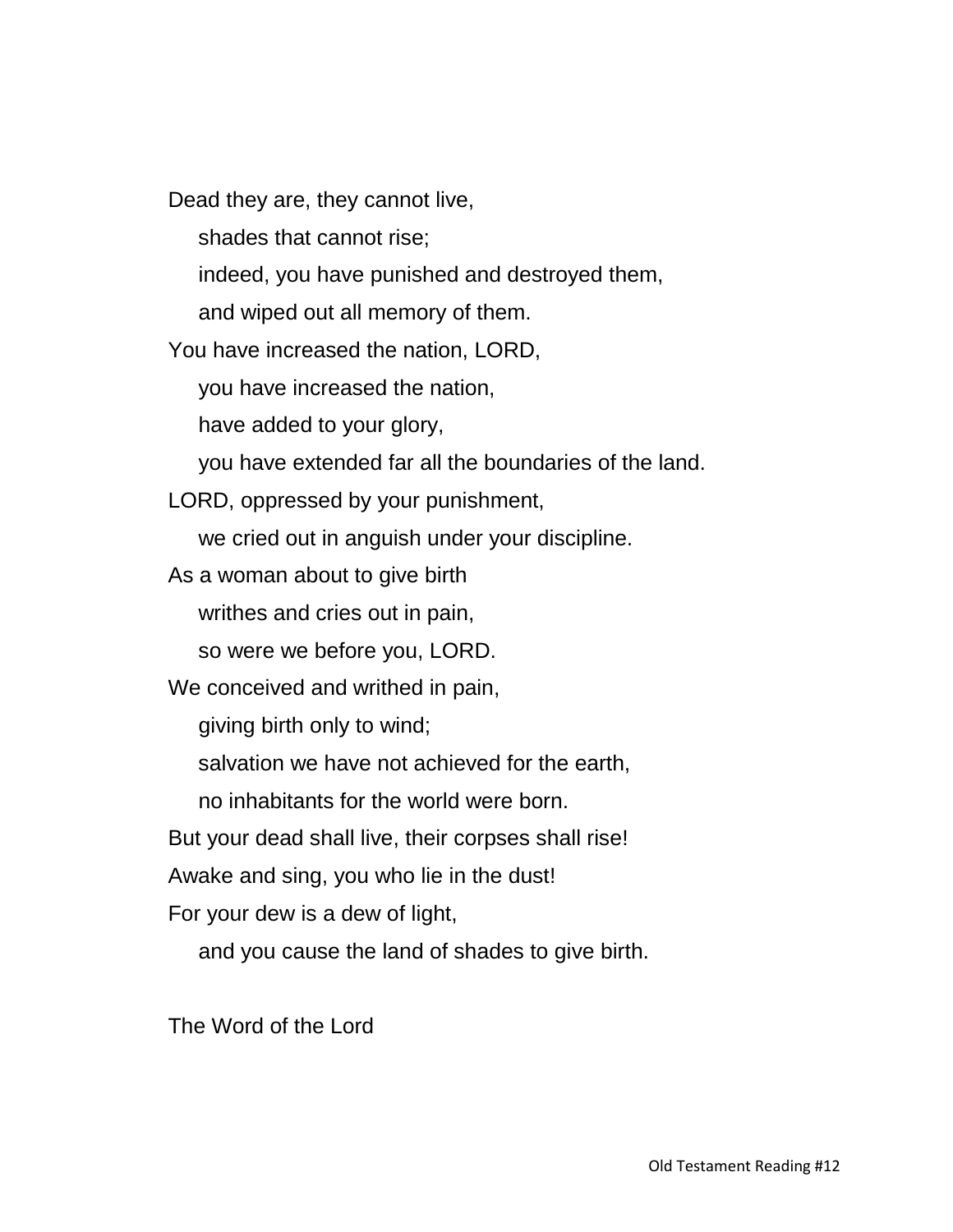Dead they are, they cannot live,
  shades that cannot rise;
  indeed, you have punished and destroyed them,
  and wiped out all memory of them.
You have increased the nation, LORD,
  you have increased the nation,
  have added to your glory,
  you have extended far all the boundaries of the land.
LORD, oppressed by your punishment,
  we cried out in anguish under your discipline.
As a woman about to give birth
  writhes and cries out in pain,
  so were we before you, LORD.
We conceived and writhed in pain,
  giving birth only to wind;
  salvation we have not achieved for the earth,
  no inhabitants for the world were born.
But your dead shall live, their corpses shall rise!
Awake and sing, you who lie in the dust!
For your dew is a dew of light,
  and you cause the land of shades to give birth.

The Word of the Lord

Old Testament Reading #12